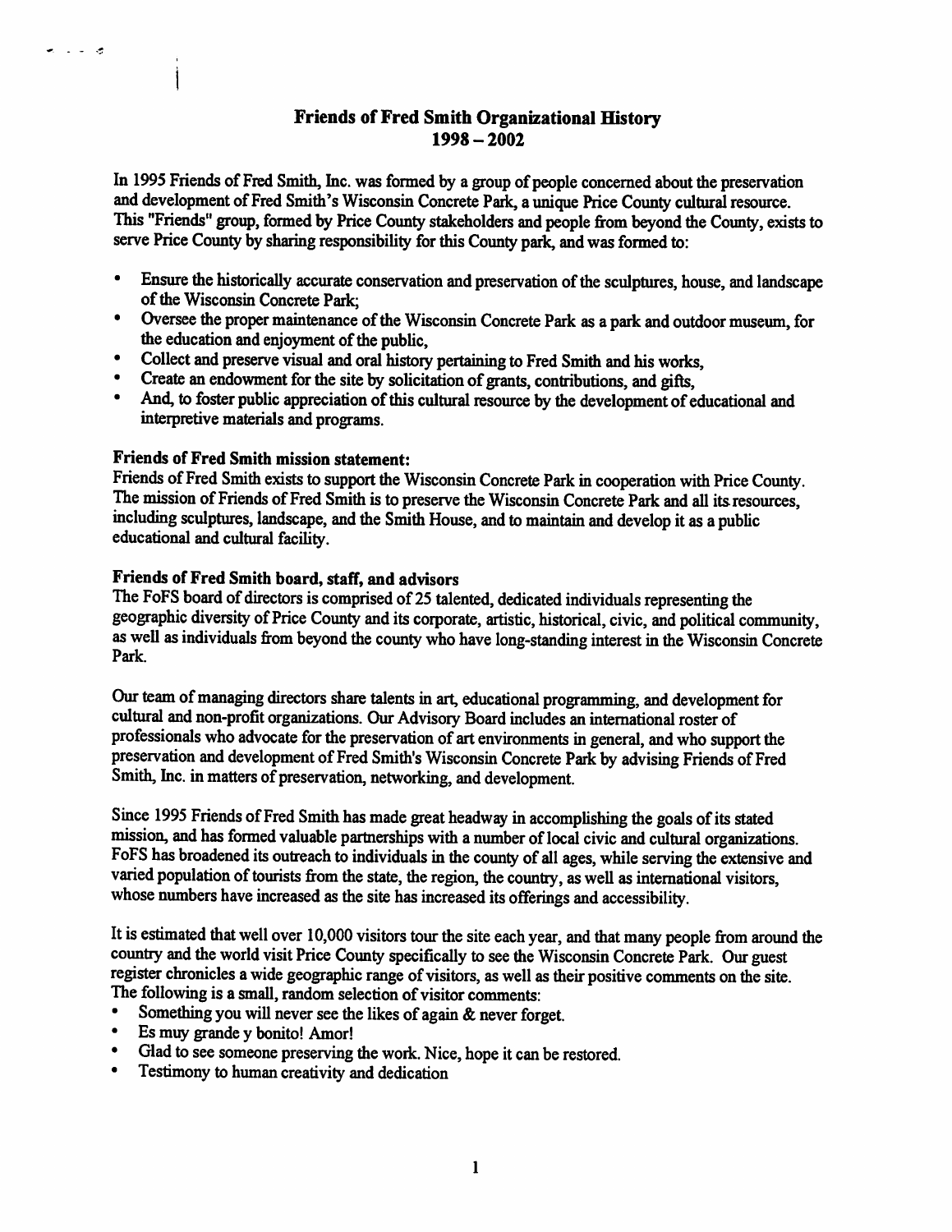# Friends of Fred Smith Organizational History 1998 – 2002

In 1995 Friends of Fred Smith, Inc. was formed by a group of people concerned about the preservation and development of Fred Smith's Wisconsin Concrete Park, a unique Price County cultural resource. This "Friends" group, formed by Price County stakeholders and people from beyond the County, exists to serve Price County by sharing responsibility for this County park, and was formed to:

- Ensure the historically accurate conservation and preservation of the sculptures, house, and landscape of the Wisconsin Concrete Park;
- Oversee the proper maintenance of the Wisconsin Concrete Park as a park and outdoor museum, for the education and enjoyment of the public,
- Collect and preserve visual and oral history pertaining to Fred Smith and his works,
- Create an endowment for the site by solicitation of grants, contributions, and gifts,
- And, to foster public appreciation of this cultural resource by the development of educational and interpretive materials and programs.

### Friends of Fred Smith mission statement:

Friends of Fred Smith exists to support the Wisconsin Concrete Park in cooperation with Price County. The mission of Friends of Fred Smith is to preserve the Wisconsin Concrete Park and all its resources, including sculptures, landscape, and the Smith House, and to maintain and develop it as a public educational and cultural facility.

### Friends of Fred Smith board, staff, and advisors

The FoFS board of directors is comprised of 25 talented, dedicated individuals representing the geographic diversity of Price County and its corporate, artistic, historical, civic, and political community, as well as individuals from beyond the county who have long-standing interest in the Wisconsin Concrete Park.

Our team of managing directors share talents in art, educational programming, and development for cultural and non-profit organizations. Our Advisory Board includes an international roster of professionals who advocate for the preservation of art environments in general, and who support the preservation and development of Fred Smith's Wisconsin Concrete Park by advising Friends of Fred Smith, Inc. in matters of preservation, networking, and development.

Since 1995 Friends of Fred Smith has made great headway in accomplishing the goals of its stated mission, and has formed valuable partnerships with a number of local civic and cultural organizations. FoFS has broadened its outreach to individuals in the county of all ages, while serving the extensive and varied population of tourists from the state, the region, the country, as well as international visitors, whose numbers have increased as the site has increased its offerings and accessibility.

It is estimated that well over 10,000 visitors tour the site each year, and that many people from around the country and the world visit Price County specifically to see the Wisconsin Concrete Park. Our guest register chronicles a wide geographic range of visitors, as well as their positive comments on the site. The following is a small, random selection of visitor comments:

- Something you will never see the likes of again & never forget.
- Es muy grande y bonito! Amor!
- Glad to see someone preserving the work. Nice, hope it can be restored.
- Testimony to human creativity and dedication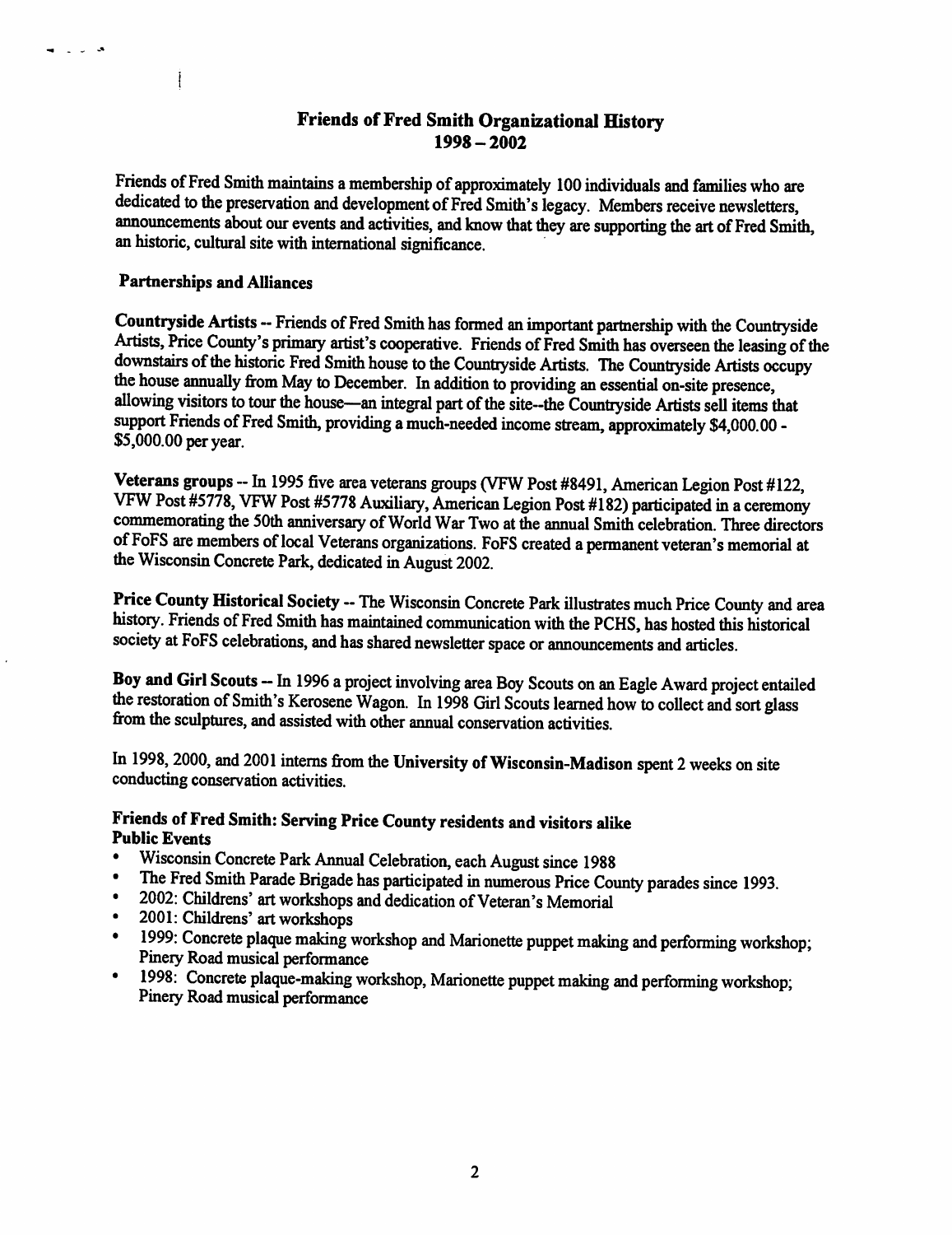# Friends of Fred Smith Organizational History 1998 – 2002

Friends of Fred Smith maintains a membership of approximately 100 individuals and families who are dedicated to the preservation and development of Fred Smith's legacy. Members receive newsletters, announcements about our events and activities, and know that they are supporting the art of Fred Smith, an historic, cultural site with international significance.

## Partnerships and Alliances

**Countryside Artists** -- Friends of Fred Smith has formed an important partnership with the Countryside Artists, Price County's primary artist's cooperative. Friends of Fred Smith has overseen the leasing of the downstairs of the historic Fred Smith house to the Countryside Artists. The Countryside Artists occupy the house annually from May to December. In addition to providing an essential on-site presence, allowing visitors to tour the house—an integral part of the site--the Countryside Artists sell items that support Friends of Fred Smith, providing a much-needed income stream, approximately $4,000.00 - $5,000.00 per year.

**Veterans groups** -- In 1995 five area veterans groups (VFW Post #8491, American Legion Post #122, VFW Post #5778, VFW Post #5778 Auxiliary, American Legion Post #182) participated in a ceremony commemorating the 50th anniversary of World War Two at the annual Smith celebration. Three directors of FoFS are members of local Veterans organizations. FoFS created a permanent veteran's memorial at the Wisconsin Concrete Park, dedicated in August 2002.

**Price County Historical Society** -- The Wisconsin Concrete Park illustrates much Price County and area history. Friends of Fred Smith has maintained communication with the PCHS, has hosted this historical society at FoFS celebrations, and has shared newsletter space or announcements and articles.

**Boy and Girl Scouts** -- In 1996 a project involving area Boy Scouts on an Eagle Award project entailed the restoration of Smith's Kerosene Wagon. In 1998 Girl Scouts learned how to collect and sort glass from the sculptures, and assisted with other annual conservation activities.

In 1998, 2000, and 2001 interns from the **University of Wisconsin-Madison** spent 2 weeks on site conducting conservation activities.

## Friends of Fred Smith: Serving Price County residents and visitors alike

### Public Events

- Wisconsin Concrete Park Annual Celebration, each August since 1988
- The Fred Smith Parade Brigade has participated in numerous Price County parades since 1993.
- 2002: Childrens' art workshops and dedication of Veteran's Memorial
- 2001: Childrens' art workshops
- 1999: Concrete plaque making workshop and Marionette puppet making and performing workshop; Pinery Road musical performance
- 1998: Concrete plaque-making workshop, Marionette puppet making and performing workshop; Pinery Road musical performance